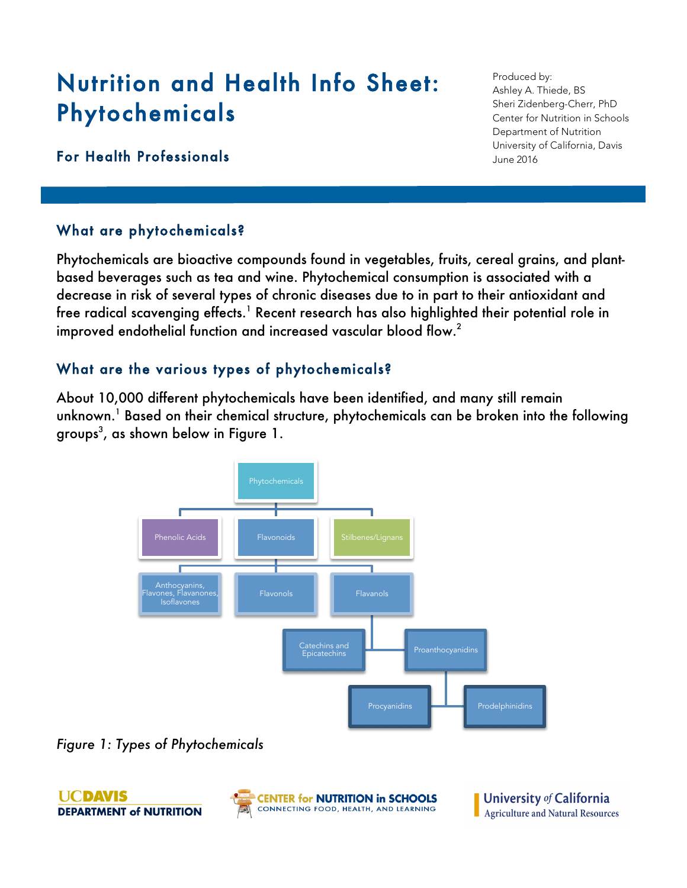# Nutrition and Health Info Sheet: Phytochemicals

## For Health Professionals

Produced by:
Ashley A. Thiede, BS
Sheri Zidenberg-Cherr, PhD
Center for Nutrition in Schools
Department of Nutrition
University of California, Davis
June 2016

## What are phytochemicals?

Phytochemicals are bioactive compounds found in vegetables, fruits, cereal grains, and plant-based beverages such as tea and wine. Phytochemical consumption is associated with a decrease in risk of several types of chronic diseases due to in part to their antioxidant and free radical scavenging effects.[1] Recent research has also highlighted their potential role in improved endothelial function and increased vascular blood flow.[2]

## What are the various types of phytochemicals?

About 10,000 different phytochemicals have been identified, and many still remain unknown.[1] Based on their chemical structure, phytochemicals can be broken into the following groups[3], as shown below in Figure 1.

- Phytochemicals
  - Phenolic Acids
  - Flavonoids
    - Anthocyanins, Flavones, Flavanones, Isoflavones
    - Flavonols
    - Flavanols
      - Catechins and Epicatechins
      - Proanthocyanidins
        - Procyanidins
        - Prodelphinidins
  - Stilbenes/Lignans

*Figure 1: Types of Phytochemicals*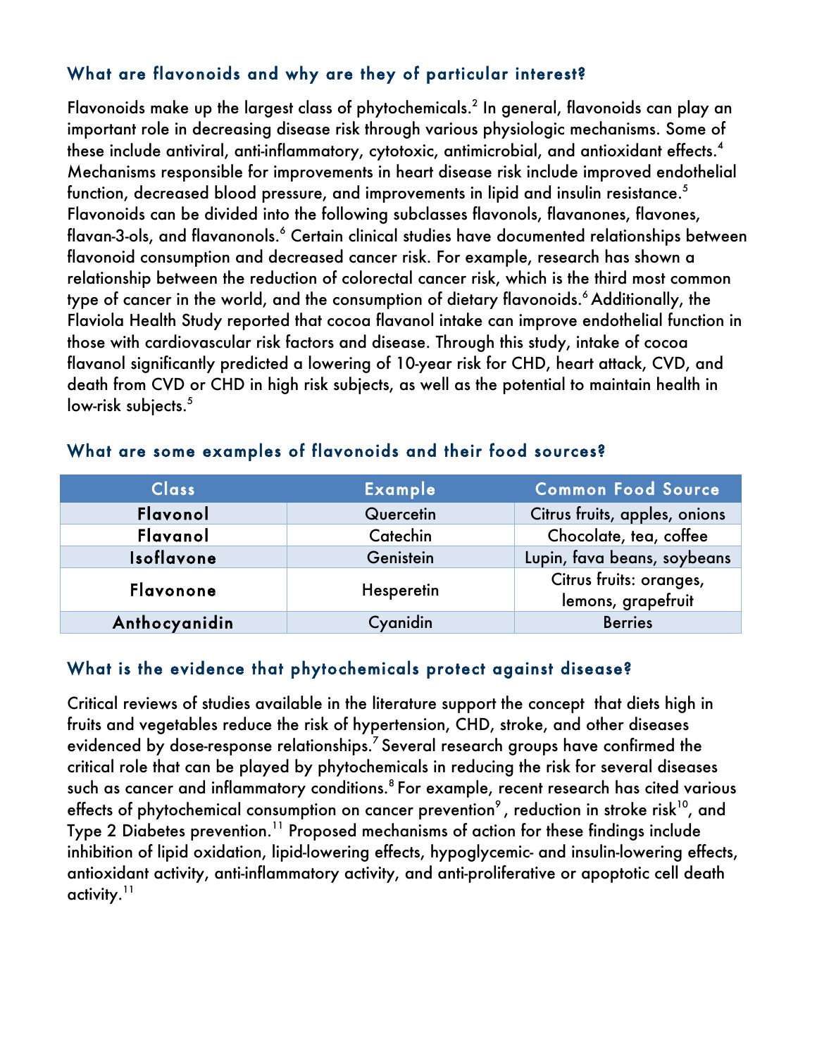### What are flavonoids and why are they of particular interest?

Flavonoids make up the largest class of phytochemicals.[2] In general, flavonoids can play an important role in decreasing disease risk through various physiologic mechanisms. Some of these include antiviral, anti-inflammatory, cytotoxic, antimicrobial, and antioxidant effects.[4] Mechanisms responsible for improvements in heart disease risk include improved endothelial function, decreased blood pressure, and improvements in lipid and insulin resistance.[5] Flavonoids can be divided into the following subclasses flavonols, flavanones, flavones, flavan-3-ols, and flavanonols.[6] Certain clinical studies have documented relationships between flavonoid consumption and decreased cancer risk. For example, research has shown a relationship between the reduction of colorectal cancer risk, which is the third most common type of cancer in the world, and the consumption of dietary flavonoids.[6] Additionally, the Flaviola Health Study reported that cocoa flavanol intake can improve endothelial function in those with cardiovascular risk factors and disease. Through this study, intake of cocoa flavanol significantly predicted a lowering of 10-year risk for CHD, heart attack, CVD, and death from CVD or CHD in high risk subjects, as well as the potential to maintain health in low-risk subjects.[5]

### What are some examples of flavonoids and their food sources?

| Class | Example | Common Food Source |
|---|---|---|
| **Flavonol** | Quercetin | Citrus fruits, apples, onions |
| **Flavanol** | Catechin | Chocolate, tea, coffee |
| **Isoflavone** | Genistein | Lupin, fava beans, soybeans |
| **Flavonone** | Hesperetin | Citrus fruits: oranges, lemons, grapefruit |
| **Anthocyanidin** | Cyanidin | Berries |

### What is the evidence that phytochemicals protect against disease?

Critical reviews of studies available in the literature support the concept that diets high in fruits and vegetables reduce the risk of hypertension, CHD, stroke, and other diseases evidenced by dose-response relationships.[7] Several research groups have confirmed the critical role that can be played by phytochemicals in reducing the risk for several diseases such as cancer and inflammatory conditions.[8] For example, recent research has cited various effects of phytochemical consumption on cancer prevention[9], reduction in stroke risk[10], and Type 2 Diabetes prevention.[11] Proposed mechanisms of action for these findings include inhibition of lipid oxidation, lipid-lowering effects, hypoglycemic- and insulin-lowering effects, antioxidant activity, anti-inflammatory activity, and anti-proliferative or apoptotic cell death activity.[11]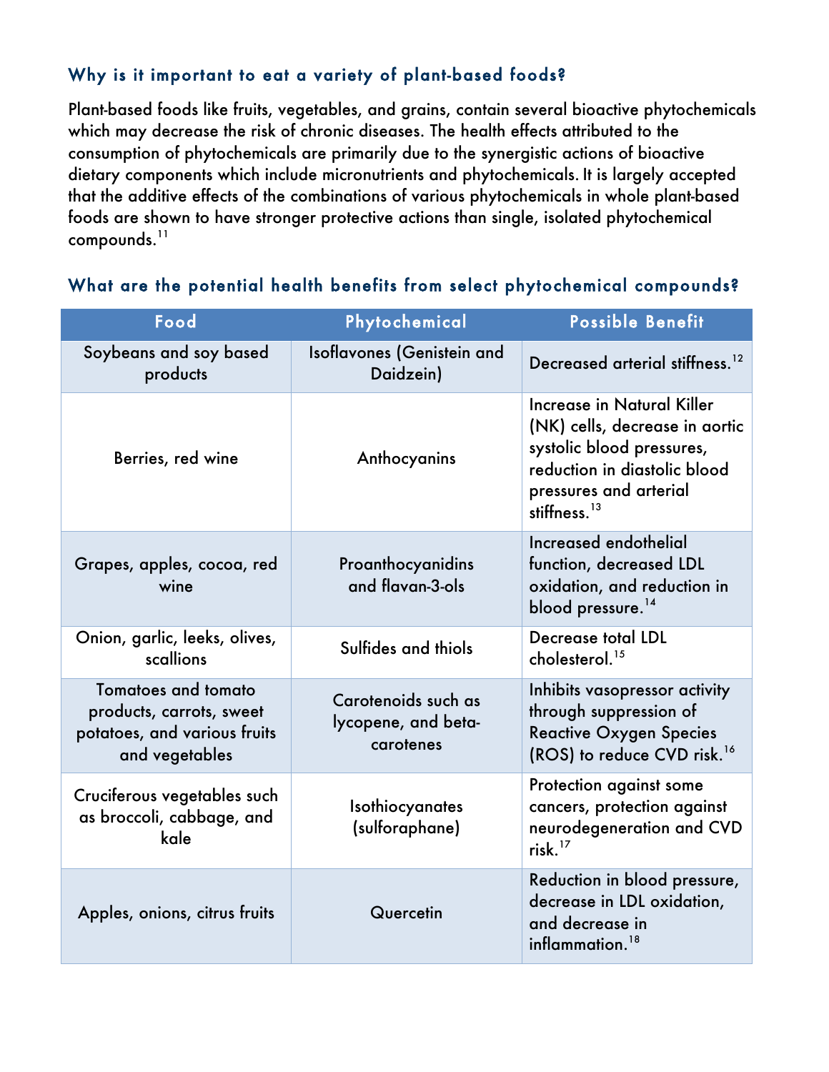### Why is it important to eat a variety of plant-based foods?

Plant-based foods like fruits, vegetables, and grains, contain several bioactive phytochemicals which may decrease the risk of chronic diseases. The health effects attributed to the consumption of phytochemicals are primarily due to the synergistic actions of bioactive dietary components which include micronutrients and phytochemicals. It is largely accepted that the additive effects of the combinations of various phytochemicals in whole plant-based foods are shown to have stronger protective actions than single, isolated phytochemical compounds.[11]

### What are the potential health benefits from select phytochemical compounds?

| Food | Phytochemical | Possible Benefit |
|---|---|---|
| Soybeans and soy based products | Isoflavones (Genistein and Daidzein) | Decreased arterial stiffness.[12] |
| Berries, red wine | Anthocyanins | Increase in Natural Killer (NK) cells, decrease in aortic systolic blood pressures, reduction in diastolic blood pressures and arterial stiffness.[13] |
| Grapes, apples, cocoa, red wine | Proanthocyanidins and flavan-3-ols | Increased endothelial function, decreased LDL oxidation, and reduction in blood pressure.[14] |
| Onion, garlic, leeks, olives, scallions | Sulfides and thiols | Decrease total LDL cholesterol.[15] |
| Tomatoes and tomato products, carrots, sweet potatoes, and various fruits and vegetables | Carotenoids such as lycopene, and beta-carotenes | Inhibits vasopressor activity through suppression of Reactive Oxygen Species (ROS) to reduce CVD risk.[16] |
| Cruciferous vegetables such as broccoli, cabbage, and kale | Isothiocyanates (sulforaphane) | Protection against some cancers, protection against neurodegeneration and CVD risk.[17] |
| Apples, onions, citrus fruits | Quercetin | Reduction in blood pressure, decrease in LDL oxidation, and decrease in inflammation.[18] |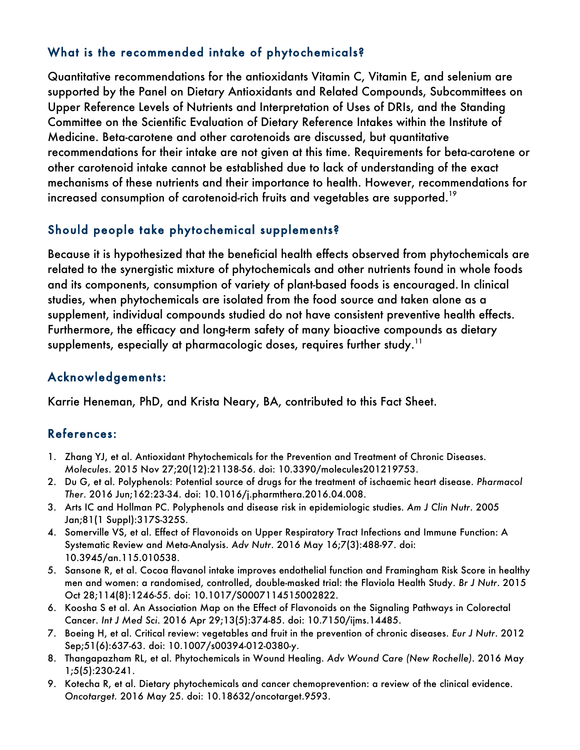## What is the recommended intake of phytochemicals?

Quantitative recommendations for the antioxidants Vitamin C, Vitamin E, and selenium are supported by the Panel on Dietary Antioxidants and Related Compounds, Subcommittees on Upper Reference Levels of Nutrients and Interpretation of Uses of DRIs, and the Standing Committee on the Scientific Evaluation of Dietary Reference Intakes within the Institute of Medicine. Beta-carotene and other carotenoids are discussed, but quantitative recommendations for their intake are not given at this time. Requirements for beta-carotene or other carotenoid intake cannot be established due to lack of understanding of the exact mechanisms of these nutrients and their importance to health. However, recommendations for increased consumption of carotenoid-rich fruits and vegetables are supported.[19]

## Should people take phytochemical supplements?

Because it is hypothesized that the beneficial health effects observed from phytochemicals are related to the synergistic mixture of phytochemicals and other nutrients found in whole foods and its components, consumption of variety of plant-based foods is encouraged. In clinical studies, when phytochemicals are isolated from the food source and taken alone as a supplement, individual compounds studied do not have consistent preventive health effects. Furthermore, the efficacy and long-term safety of many bioactive compounds as dietary supplements, especially at pharmacologic doses, requires further study.[11]

## Acknowledgements:

Karrie Heneman, PhD, and Krista Neary, BA, contributed to this Fact Sheet.

## References:

1. Zhang YJ, et al. Antioxidant Phytochemicals for the Prevention and Treatment of Chronic Diseases. *Molecules*. 2015 Nov 27;20(12):21138-56. doi: 10.3390/molecules201219753.
2. Du G, et al. Polyphenols: Potential source of drugs for the treatment of ischaemic heart disease. *Pharmacol Ther*. 2016 Jun;162:23-34. doi: 10.1016/j.pharmthera.2016.04.008.
3. Arts IC and Hollman PC. Polyphenols and disease risk in epidemiologic studies. *Am J Clin Nutr*. 2005 Jan;81(1 Suppl):317S-325S.
4. Somerville VS, et al. Effect of Flavonoids on Upper Respiratory Tract Infections and Immune Function: A Systematic Review and Meta-Analysis. *Adv Nutr*. 2016 May 16;7(3):488-97. doi: 10.3945/an.115.010538.
5. Sansone R, et al. Cocoa flavanol intake improves endothelial function and Framingham Risk Score in healthy men and women: a randomised, controlled, double-masked trial: the Flaviola Health Study. *Br J Nutr*. 2015 Oct 28;114(8):1246-55. doi: 10.1017/S0007114515002822.
6. Koosha S et al. An Association Map on the Effect of Flavonoids on the Signaling Pathways in Colorectal Cancer. *Int J Med Sci*. 2016 Apr 29;13(5):374-85. doi: 10.7150/ijms.14485.
7. Boeing H, et al. Critical review: vegetables and fruit in the prevention of chronic diseases. *Eur J Nutr*. 2012 Sep;51(6):637-63. doi: 10.1007/s00394-012-0380-y.
8. Thangapazham RL, et al. Phytochemicals in Wound Healing. *Adv Wound Care (New Rochelle)*. 2016 May 1;5(5):230-241.
9. Kotecha R, et al. Dietary phytochemicals and cancer chemoprevention: a review of the clinical evidence. *Oncotarget*. 2016 May 25. doi: 10.18632/oncotarget.9593.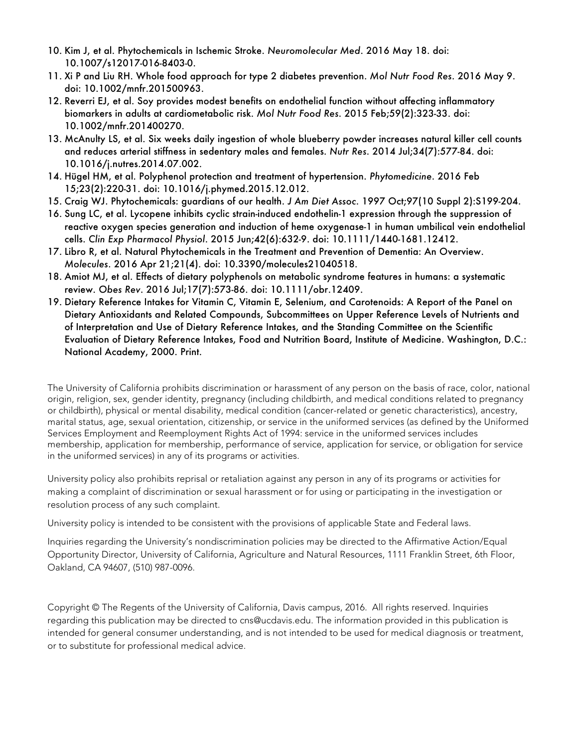10. Kim J, et al. Phytochemicals in Ischemic Stroke. *Neuromolecular Med*. 2016 May 18. doi: 10.1007/s12017-016-8403-0.
11. Xi P and Liu RH. Whole food approach for type 2 diabetes prevention. *Mol Nutr Food Res*. 2016 May 9. doi: 10.1002/mnfr.201500963.
12. Reverri EJ, et al. Soy provides modest benefits on endothelial function without affecting inflammatory biomarkers in adults at cardiometabolic risk. *Mol Nutr Food Res*. 2015 Feb;59(2):323-33. doi: 10.1002/mnfr.201400270.
13. McAnulty LS, et al. Six weeks daily ingestion of whole blueberry powder increases natural killer cell counts and reduces arterial stiffness in sedentary males and females. *Nutr Res*. 2014 Jul;34(7):577-84. doi: 10.1016/j.nutres.2014.07.002.
14. Hügel HM, et al. Polyphenol protection and treatment of hypertension. *Phytomedicine*. 2016 Feb 15;23(2):220-31. doi: 10.1016/j.phymed.2015.12.012.
15. Craig WJ. Phytochemicals: guardians of our health. *J Am Diet Assoc*. 1997 Oct;97(10 Suppl 2):S199-204.
16. Sung LC, et al. Lycopene inhibits cyclic strain-induced endothelin-1 expression through the suppression of reactive oxygen species generation and induction of heme oxygenase-1 in human umbilical vein endothelial cells. *Clin Exp Pharmacol Physiol*. 2015 Jun;42(6):632-9. doi: 10.1111/1440-1681.12412.
17. Libro R, et al. Natural Phytochemicals in the Treatment and Prevention of Dementia: An Overview. *Molecules*. 2016 Apr 21;21(4). doi: 10.3390/molecules21040518.
18. Amiot MJ, et al. Effects of dietary polyphenols on metabolic syndrome features in humans: a systematic review. *Obes Rev*. 2016 Jul;17(7):573-86. doi: 10.1111/obr.12409.
19. Dietary Reference Intakes for Vitamin C, Vitamin E, Selenium, and Carotenoids: A Report of the Panel on Dietary Antioxidants and Related Compounds, Subcommittees on Upper Reference Levels of Nutrients and of Interpretation and Use of Dietary Reference Intakes, and the Standing Committee on the Scientific Evaluation of Dietary Reference Intakes, Food and Nutrition Board, Institute of Medicine. Washington, D.C.: National Academy, 2000. Print.

The University of California prohibits discrimination or harassment of any person on the basis of race, color, national origin, religion, sex, gender identity, pregnancy (including childbirth, and medical conditions related to pregnancy or childbirth), physical or mental disability, medical condition (cancer-related or genetic characteristics), ancestry, marital status, age, sexual orientation, citizenship, or service in the uniformed services (as defined by the Uniformed Services Employment and Reemployment Rights Act of 1994: service in the uniformed services includes membership, application for membership, performance of service, application for service, or obligation for service in the uniformed services) in any of its programs or activities.

University policy also prohibits reprisal or retaliation against any person in any of its programs or activities for making a complaint of discrimination or sexual harassment or for using or participating in the investigation or resolution process of any such complaint.

University policy is intended to be consistent with the provisions of applicable State and Federal laws.

Inquiries regarding the University's nondiscrimination policies may be directed to the Affirmative Action/Equal Opportunity Director, University of California, Agriculture and Natural Resources, 1111 Franklin Street, 6th Floor, Oakland, CA 94607, (510) 987-0096.

Copyright © The Regents of the University of California, Davis campus, 2016. All rights reserved. Inquiries regarding this publication may be directed to cns@ucdavis.edu. The information provided in this publication is intended for general consumer understanding, and is not intended to be used for medical diagnosis or treatment, or to substitute for professional medical advice.